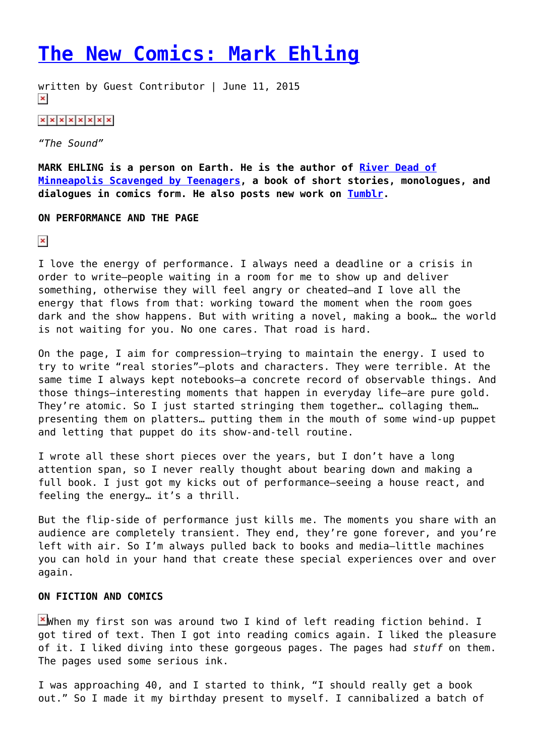# The New Comics: Mark Ehling

written by Guest Contributor | June 11, 2015

*"The Sound"*

**MARK EHLING is a person on Earth. He is the author of River Dead of Minneapolis Scavenged by Teenagers, a book of short stories, monologues, and dialogues in comics form. He also posts new work on Tumblr.**

**ON PERFORMANCE AND THE PAGE**

I love the energy of performance. I always need a deadline or a crisis in order to write—people waiting in a room for me to show up and deliver something, otherwise they will feel angry or cheated—and I love all the energy that flows from that: working toward the moment when the room goes dark and the show happens. But with writing a novel, making a book… the world is not waiting for you. No one cares. That road is hard.

On the page, I aim for compression—trying to maintain the energy. I used to try to write "real stories"—plots and characters. They were terrible. At the same time I always kept notebooks—a concrete record of observable things. And those things—interesting moments that happen in everyday life—are pure gold. They're atomic. So I just started stringing them together… collaging them… presenting them on platters… putting them in the mouth of some wind-up puppet and letting that puppet do its show-and-tell routine.

I wrote all these short pieces over the years, but I don't have a long attention span, so I never really thought about bearing down and making a full book. I just got my kicks out of performance—seeing a house react, and feeling the energy… it's a thrill.

But the flip-side of performance just kills me. The moments you share with an audience are completely transient. They end, they're gone forever, and you're left with air. So I'm always pulled back to books and media—little machines you can hold in your hand that create these special experiences over and over again.

**ON FICTION AND COMICS**

When my first son was around two I kind of left reading fiction behind. I got tired of text. Then I got into reading comics again. I liked the pleasure of it. I liked diving into these gorgeous pages. The pages had *stuff* on them. The pages used some serious ink.

I was approaching 40, and I started to think, "I should really get a book out." So I made it my birthday present to myself. I cannibalized a batch of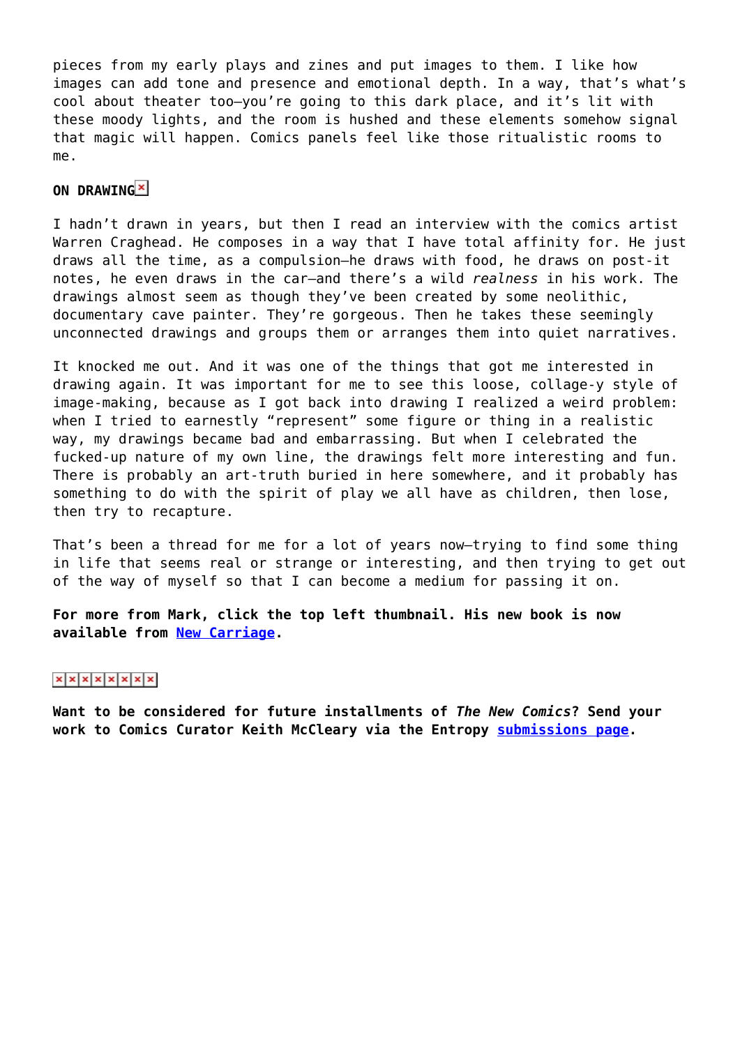pieces from my early plays and zines and put images to them. I like how images can add tone and presence and emotional depth. In a way, that's what's cool about theater too—you're going to this dark place, and it's lit with these moody lights, and the room is hushed and these elements somehow signal that magic will happen. Comics panels feel like those ritualistic rooms to me.

**ON DRAWING**

I hadn't drawn in years, but then I read an interview with the comics artist Warren Craghead. He composes in a way that I have total affinity for. He just draws all the time, as a compulsion—he draws with food, he draws on post-it notes, he even draws in the car—and there's a wild *realness* in his work. The drawings almost seem as though they've been created by some neolithic, documentary cave painter. They're gorgeous. Then he takes these seemingly unconnected drawings and groups them or arranges them into quiet narratives.

It knocked me out. And it was one of the things that got me interested in drawing again. It was important for me to see this loose, collage-y style of image-making, because as I got back into drawing I realized a weird problem: when I tried to earnestly "represent" some figure or thing in a realistic way, my drawings became bad and embarrassing. But when I celebrated the fucked-up nature of my own line, the drawings felt more interesting and fun. There is probably an art-truth buried in here somewhere, and it probably has something to do with the spirit of play we all have as children, then lose, then try to recapture.

That's been a thread for me for a lot of years now—trying to find some thing in life that seems real or strange or interesting, and then trying to get out of the way of myself so that I can become a medium for passing it on.

**For more from Mark, click the top left thumbnail. His new book is now available from [New Carriage](#).**

**Want to be considered for future installments of *The New Comics*? Send your work to Comics Curator Keith McCleary via the Entropy [submissions page](#).**